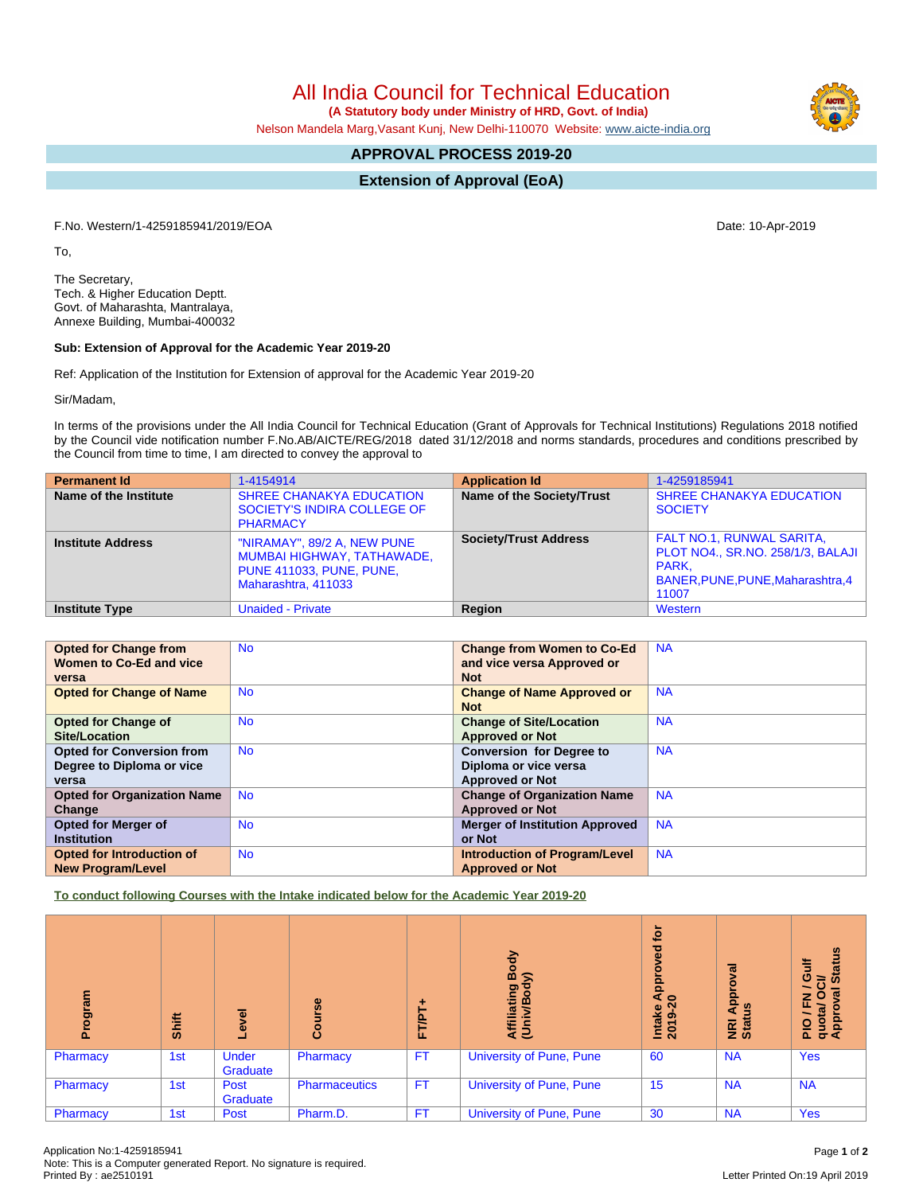# All India Council for Technical Education

**(A Statutory body under Ministry of HRD, Govt. of India)**

Nelson Mandela Marg,Vasant Kunj, New Delhi-110070 Website: www.aicte-india.org

## APPROVAL PROCESS 2019-20

## Extension of Approval (EoA)

F.No. Western/1-4259185941/2019/EOA

Date: 10-Apr-2019

To,

The Secretary,
Tech. & Higher Education Deptt.
Govt. of Maharashta, Mantralaya,
Annexe Building, Mumbai-400032

**Sub: Extension of Approval for the Academic Year 2019-20**

Ref: Application of the Institution for Extension of approval for the Academic Year 2019-20

Sir/Madam,

In terms of the provisions under the All India Council for Technical Education (Grant of Approvals for Technical Institutions) Regulations 2018 notified by the Council vide notification number F.No.AB/AICTE/REG/2018 dated 31/12/2018 and norms standards, procedures and conditions prescribed by the Council from time to time, I am directed to convey the approval to

| Permanent Id | 1-4154914 | Application Id | 1-4259185941 |
|---|---|---|---|
| Name of the Institute | SHREE CHANAKYA EDUCATION SOCIETY'S INDIRA COLLEGE OF PHARMACY | Name of the Society/Trust | SHREE CHANAKYA EDUCATION SOCIETY |
| Institute Address | "NIRAMAY", 89/2 A, NEW PUNE MUMBAI HIGHWAY, TATHAWADE, PUNE 411033, PUNE, PUNE, Maharashtra, 411033 | Society/Trust Address | FALT NO.1, RUNWAL SARITA, PLOT NO4., SR.NO. 258/1/3, BALAJI PARK, BANER,PUNE,PUNE,Maharashtra,411007 |
| Institute Type | Unaided - Private | Region | Western |

| Opted for Change from Women to Co-Ed and vice versa | No | Change from Women to Co-Ed and vice versa Approved or Not | NA |
|---|---|---|---|
| Opted for Change of Name | No | Change of Name Approved or Not | NA |
| Opted for Change of Site/Location | No | Change of Site/Location Approved or Not | NA |
| Opted for Conversion from Degree to Diploma or vice versa | No | Conversion for Degree to Diploma or vice versa Approved or Not | NA |
| Opted for Organization Name Change | No | Change of Organization Name Approved or Not | NA |
| Opted for Merger of Institution | No | Merger of Institution Approved or Not | NA |
| Opted for Introduction of New Program/Level | No | Introduction of Program/Level Approved or Not | NA |

**To conduct following Courses with the Intake indicated below for the Academic Year 2019-20**

| Program | Shift | Level | Course | FT/PT+ | Affiliating Body (Univ/Body) | Intake Approved for 2019-20 | NRI Approval Status | PIO / FN / Gulf quota/ OCI/ Approval Status |
|---|---|---|---|---|---|---|---|---|
| Pharmacy | 1st | Under Graduate | Pharmacy | FT | University of Pune, Pune | 60 | NA | Yes |
| Pharmacy | 1st | Post Graduate | Pharmaceutics | FT | University of Pune, Pune | 15 | NA | NA |
| Pharmacy | 1st | Post | Pharm.D. | FT | University of Pune, Pune | 30 | NA | Yes |

Application No:1-4259185941
Note: This is a Computer generated Report. No signature is required.
Printed By : ae2510191

Letter Printed On:19 April 2019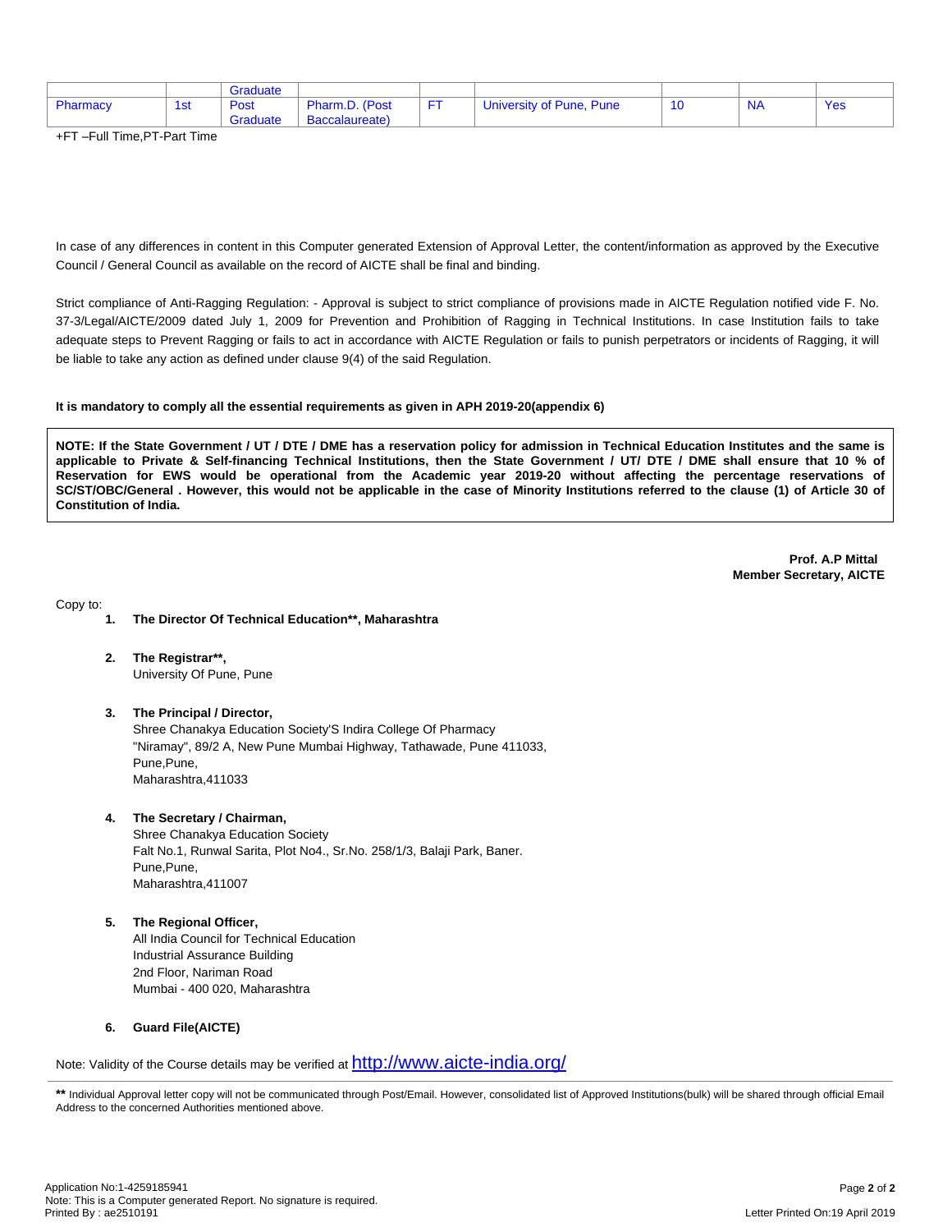| | | Graduate | | | | | | |
|---|---|---|---|---|---|---|---|---|
| Pharmacy | 1st | Post Graduate | Pharm.D. (Post Baccalaureate) | FT | University of Pune, Pune | 10 | NA | Yes |

+FT –Full Time,PT-Part Time

In case of any differences in content in this Computer generated Extension of Approval Letter, the content/information as approved by the Executive Council / General Council as available on the record of AICTE shall be final and binding.

Strict compliance of Anti-Ragging Regulation: - Approval is subject to strict compliance of provisions made in AICTE Regulation notified vide F. No. 37-3/Legal/AICTE/2009 dated July 1, 2009 for Prevention and Prohibition of Ragging in Technical Institutions. In case Institution fails to take adequate steps to Prevent Ragging or fails to act in accordance with AICTE Regulation or fails to punish perpetrators or incidents of Ragging, it will be liable to take any action as defined under clause 9(4) of the said Regulation.

**It is mandatory to comply all the essential requirements as given in APH 2019-20(appendix 6)**

**NOTE: If the State Government / UT / DTE / DME has a reservation policy for admission in Technical Education Institutes and the same is applicable to Private & Self-financing Technical Institutions, then the State Government / UT/ DTE / DME shall ensure that 10 % of Reservation for EWS would be operational from the Academic year 2019-20 without affecting the percentage reservations of SC/ST/OBC/General . However, this would not be applicable in the case of Minority Institutions referred to the clause (1) of Article 30 of Constitution of India.**

**Prof. A.P Mittal**
**Member Secretary, AICTE**

Copy to:

1. **The Director Of Technical Education\*\*, Maharashtra**

2. **The Registrar\*\*,**
   University Of Pune, Pune

3. **The Principal / Director,**
   Shree Chanakya Education Society'S Indira College Of Pharmacy
   "Niramay", 89/2 A, New Pune Mumbai Highway, Tathawade, Pune 411033,
   Pune,Pune,
   Maharashtra,411033

4. **The Secretary / Chairman,**
   Shree Chanakya Education Society
   Falt No.1, Runwal Sarita, Plot No4., Sr.No. 258/1/3, Balaji Park, Baner.
   Pune,Pune,
   Maharashtra,411007

5. **The Regional Officer,**
   All India Council for Technical Education
   Industrial Assurance Building
   2nd Floor, Nariman Road
   Mumbai - 400 020, Maharashtra

6. **Guard File(AICTE)**

Note: Validity of the Course details may be verified at http://www.aicte-india.org/

**\*\*** Individual Approval letter copy will not be communicated through Post/Email. However, consolidated list of Approved Institutions(bulk) will be shared through official Email Address to the concerned Authorities mentioned above.

Application No:1-4259185941
Note: This is a Computer generated Report. No signature is required.
Printed By : ae2510191

Letter Printed On:19 April 2019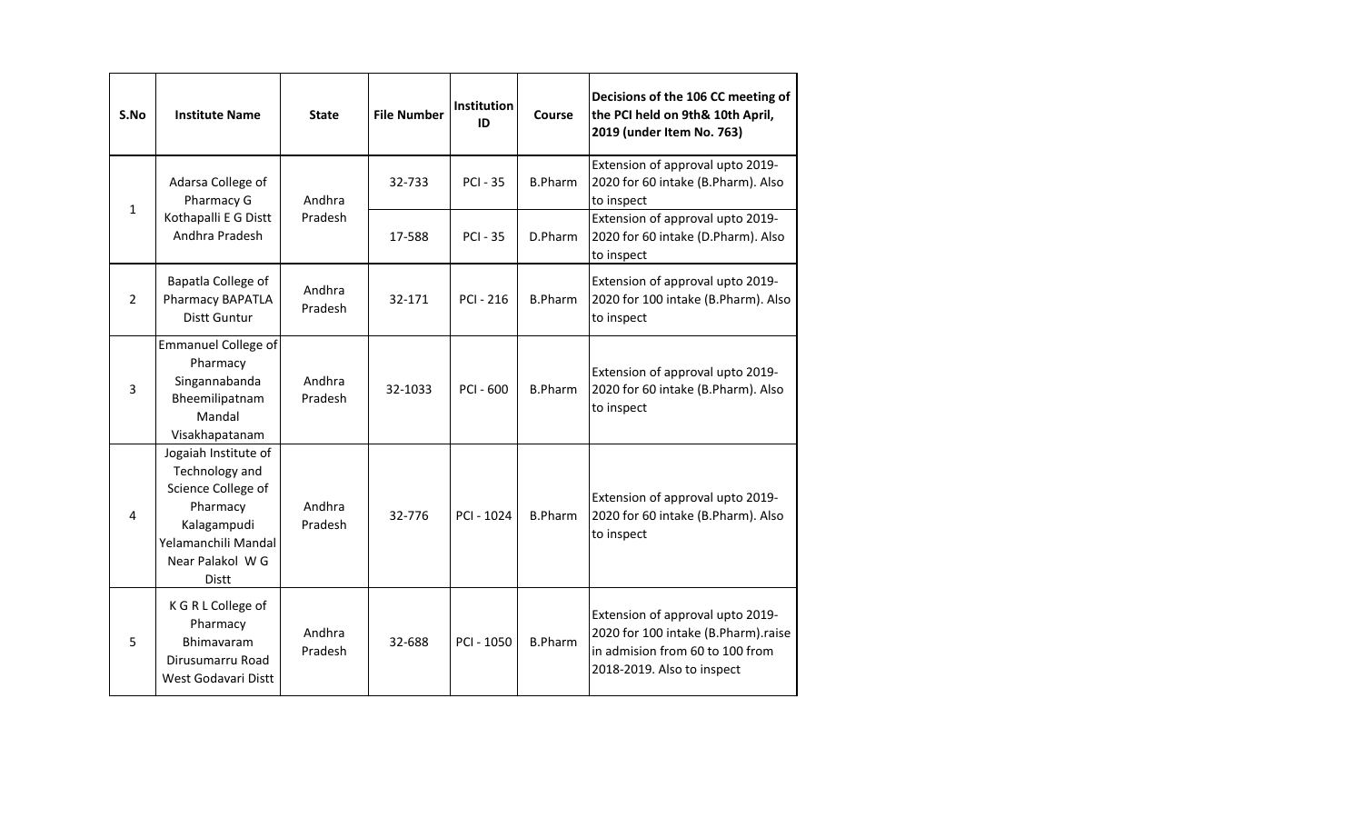| S.No | Institute Name | State | File Number | Institution ID | Course | Decisions of the 106 CC meeting of the PCI held on 9th& 10th April, 2019 (under Item No. 763) |
|---|---|---|---|---|---|---|
| 1 | Adarsa College of Pharmacy G Kothapalli E G Distt Andhra Pradesh | Andhra Pradesh | 32-733 | PCI - 35 | B.Pharm | Extension of approval upto 2019-2020 for 60 intake (B.Pharm). Also to inspect |
| | | | 17-588 | PCI - 35 | D.Pharm | Extension of approval upto 2019-2020 for 60 intake (D.Pharm). Also to inspect |
| 2 | Bapatla College of Pharmacy BAPATLA Distt Guntur | Andhra Pradesh | 32-171 | PCI - 216 | B.Pharm | Extension of approval upto 2019-2020 for 100 intake (B.Pharm). Also to inspect |
| 3 | Emmanuel College of Pharmacy Singannabanda Bheemilipatnam Mandal Visakhapatanam | Andhra Pradesh | 32-1033 | PCI - 600 | B.Pharm | Extension of approval upto 2019-2020 for 60 intake (B.Pharm). Also to inspect |
| 4 | Jogaiah Institute of Technology and Science College of Pharmacy Kalagampudi Yelamanchili Mandal Near Palakol W G Distt | Andhra Pradesh | 32-776 | PCI - 1024 | B.Pharm | Extension of approval upto 2019-2020 for 60 intake (B.Pharm). Also to inspect |
| 5 | K G R L College of Pharmacy Bhimavaram Dirusumarru Road West Godavari Distt | Andhra Pradesh | 32-688 | PCI - 1050 | B.Pharm | Extension of approval upto 2019-2020 for 100 intake (B.Pharm).raise in admision from 60 to 100 from 2018-2019. Also to inspect |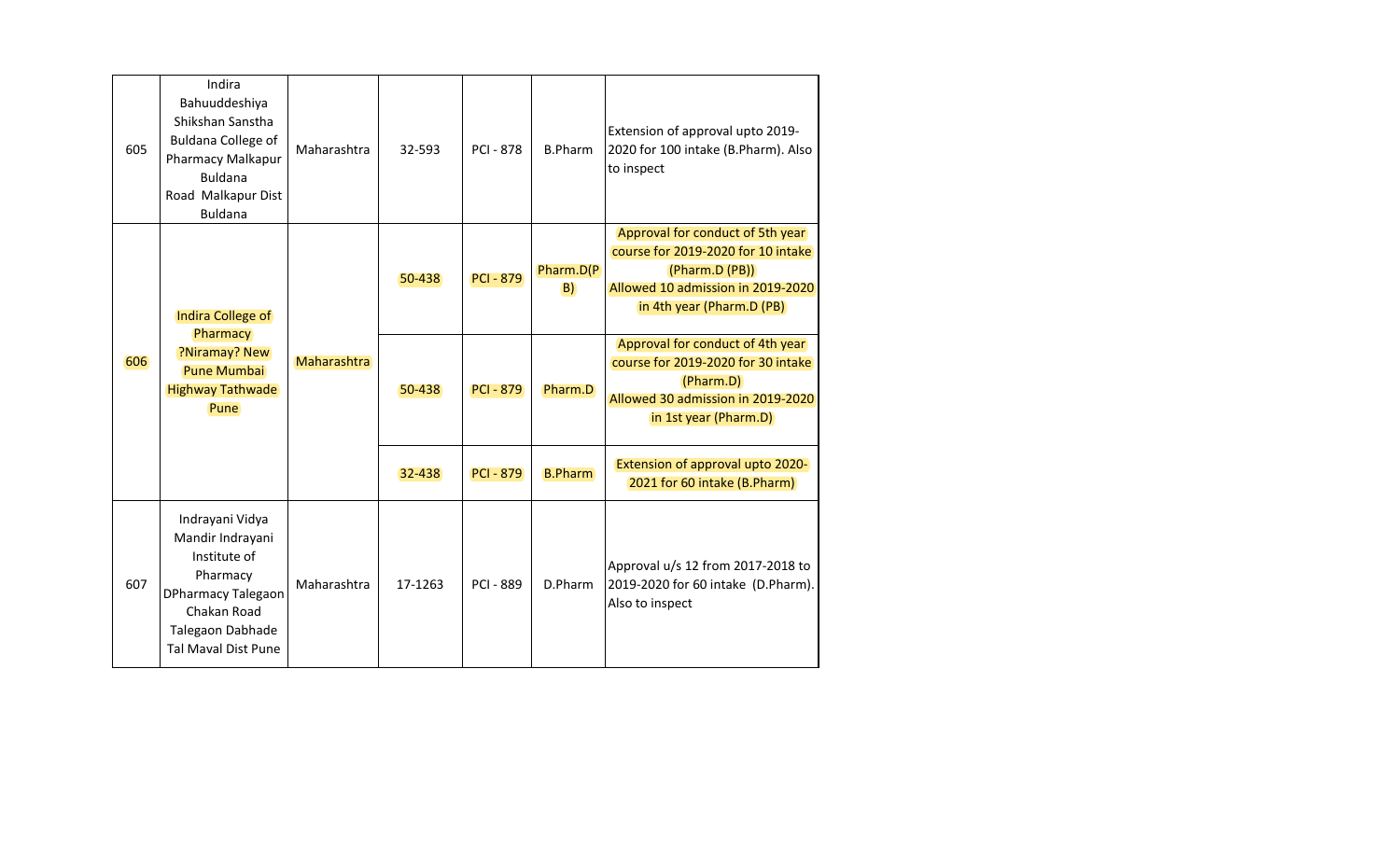| | | | | | | |
|---|---|---|---|---|---|---|
| 605 | Indira Bahuuddeshiya Shikshan Sanstha Buldana College of Pharmacy Malkapur Buldana Road Malkapur Dist Buldana | Maharashtra | 32-593 | PCI - 878 | B.Pharm | Extension of approval upto 2019-2020 for 100 intake (B.Pharm). Also to inspect |
| 606 | Indira College of Pharmacy ?Niramay? New Pune Mumbai Highway Tathwade Pune | Maharashtra | 50-438 | PCI - 879 | Pharm.D(PB) | Approval for conduct of 5th year course for 2019-2020 for 10 intake (Pharm.D (PB)) Allowed 10 admission in 2019-2020 in 4th year (Pharm.D (PB)) |
| | | | 50-438 | PCI - 879 | Pharm.D | Approval for conduct of 4th year course for 2019-2020 for 30 intake (Pharm.D) Allowed 30 admission in 2019-2020 in 1st year (Pharm.D) |
| | | | 32-438 | PCI - 879 | B.Pharm | Extension of approval upto 2020-2021 for 60 intake (B.Pharm) |
| 607 | Indrayani Vidya Mandir Indrayani Institute of Pharmacy DPharmacy Talegaon Chakan Road Talegaon Dabhade Tal Maval Dist Pune | Maharashtra | 17-1263 | PCI - 889 | D.Pharm | Approval u/s 12 from 2017-2018 to 2019-2020 for 60 intake (D.Pharm). Also to inspect |